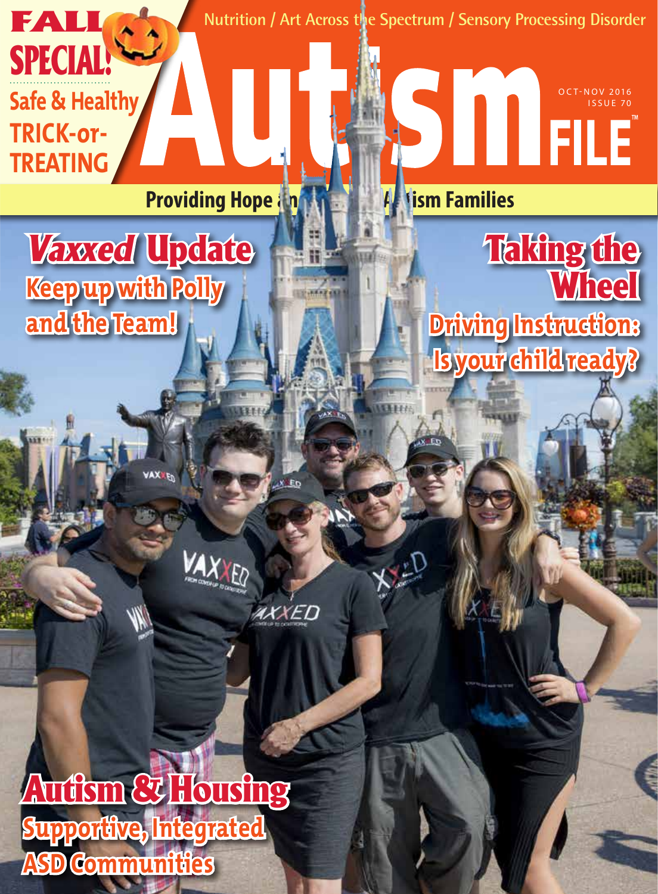# Autism FILE™

FALL SPECIAL!

Safe & Healthy TRICK-or-TREATING

Nutrition / Art Across the Spectrum / Sensory Processing Disorder

OCT-NOV 2016
ISSUE 70

**Providing Hope and Help for Autism Families**

## *Vaxxed* Update

**Keep up with Polly and the Team!**

## Taking the Wheel

**Driving Instruction: Is your child ready?**

## Autism & Housing

**Supportive, Integrated ASD Communities**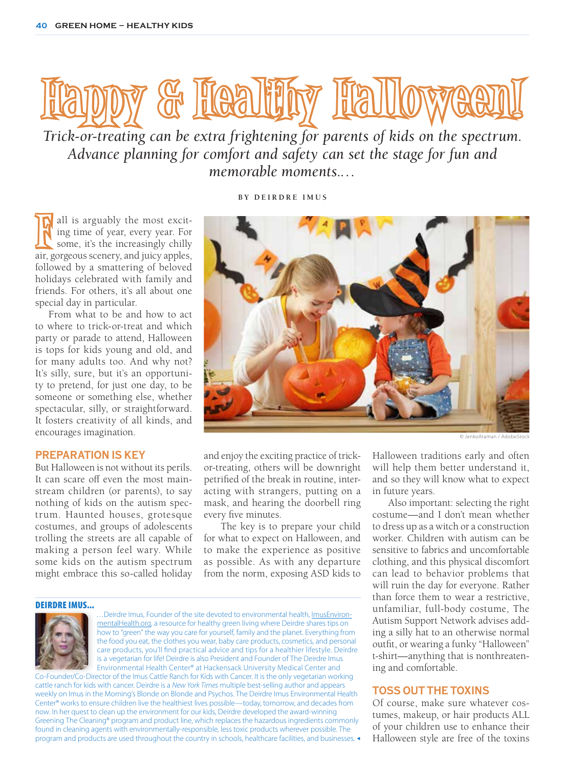# Happy & Healthy Halloween!

*Trick-or-treating can be extra frightening for parents of kids on the spectrum. Advance planning for comfort and safety can set the stage for fun and memorable moments....*

BY DEIRDRE IMUS

Fall is arguably the most exciting time of year, every year. For some, it's the increasingly chilly air, gorgeous scenery, and juicy apples, followed by a smattering of beloved holidays celebrated with family and friends. For others, it's all about one special day in particular.

From what to be and how to act to where to trick-or-treat and which party or parade to attend, Halloween is tops for kids young and old, and for many adults too. And why not? It's silly, sure, but it's an opportunity to pretend, for just one day, to be someone or something else, whether spectacular, silly, or straightforward. It fosters creativity of all kinds, and encourages imagination.

© JenkoAtaman / AdobeStock

## PREPARATION IS KEY

But Halloween is not without its perils. It can scare off even the most mainstream children (or parents), to say nothing of kids on the autism spectrum. Haunted houses, grotesque costumes, and groups of adolescents trolling the streets are all capable of making a person feel wary. While some kids on the autism spectrum might embrace this so-called holiday and enjoy the exciting practice of trick-or-treating, others will be downright petrified of the break in routine, interacting with strangers, putting on a mask, and hearing the doorbell ring every five minutes.

The key is to prepare your child for what to expect on Halloween, and to make the experience as positive as possible. As with any departure from the norm, exposing ASD kids to Halloween traditions early and often will help them better understand it, and so they will know what to expect in future years.

Also important: selecting the right costume—and I don't mean whether to dress up as a witch or a construction worker. Children with autism can be sensitive to fabrics and uncomfortable clothing, and this physical discomfort can lead to behavior problems that will ruin the day for everyone. Rather than force them to wear a restrictive, unfamiliar, full-body costume, The Autism Support Network advises adding a silly hat to an otherwise normal outfit, or wearing a funky "Halloween" t-shirt—anything that is nonthreatening and comfortable.

## TOSS OUT THE TOXINS

Of course, make sure whatever costumes, makeup, or hair products ALL of your children use to enhance their Halloween style are free of the toxins

### DEIRDRE IMUS...

...Deirdre Imus, Founder of the site devoted to environmental health, ImusEnvironmentalHealth.org, a resource for healthy green living where Deirdre shares tips on how to "green" the way you care for yourself, family and the planet. Everything from the food you eat, the clothes you wear, baby care products, cosmetics, and personal care products, you'll find practical advice and tips for a healthier lifestyle. Deirdre is a vegetarian for life! Deirdre is also President and Founder of The Deirdre Imus Environmental Health Center® at Hackensack University Medical Center and Co-Founder/Co-Director of the Imus Cattle Ranch for Kids with Cancer. It is the only vegetarian working cattle ranch for kids with cancer. Deirdre is a *New York Times* multiple best-selling author and appears weekly on Imus in the Morning's Blonde on Blonde and Psychos. The Deirdre Imus Environmental Health Center® works to ensure children live the healthiest lives possible—today, tomorrow, and decades from now. In her quest to clean up the environment for our kids, Deirdre developed the award-winning Greening The Cleaning® program and product line, which replaces the hazardous ingredients commonly found in cleaning agents with environmentally-responsible, less toxic products wherever possible. The program and products are used throughout the country in schools, healthcare facilities, and businesses. ◂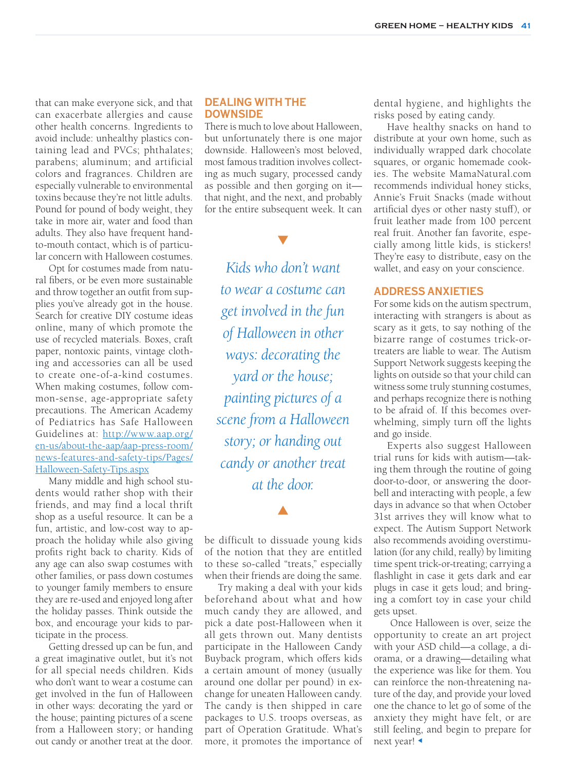that can make everyone sick, and that can exacerbate allergies and cause other health concerns. Ingredients to avoid include: unhealthy plastics containing lead and PVCs; phthalates; parabens; aluminum; and artificial colors and fragrances. Children are especially vulnerable to environmental toxins because they're not little adults. Pound for pound of body weight, they take in more air, water and food than adults. They also have frequent hand-to-mouth contact, which is of particular concern with Halloween costumes.

Opt for costumes made from natural fibers, or be even more sustainable and throw together an outfit from supplies you've already got in the house. Search for creative DIY costume ideas online, many of which promote the use of recycled materials. Boxes, craft paper, nontoxic paints, vintage clothing and accessories can all be used to create one-of-a-kind costumes. When making costumes, follow common-sense, age-appropriate safety precautions. The American Academy of Pediatrics has Safe Halloween Guidelines at: http://www.aap.org/en-us/about-the-aap/aap-press-room/news-features-and-safety-tips/Pages/Halloween-Safety-Tips.aspx

Many middle and high school students would rather shop with their friends, and may find a local thrift shop as a useful resource. It can be a fun, artistic, and low-cost way to approach the holiday while also giving profits right back to charity. Kids of any age can also swap costumes with other families, or pass down costumes to younger family members to ensure they are re-used and enjoyed long after the holiday passes. Think outside the box, and encourage your kids to participate in the process.

Getting dressed up can be fun, and a great imaginative outlet, but it's not for all special needs children. Kids who don't want to wear a costume can get involved in the fun of Halloween in other ways: decorating the yard or the house; painting pictures of a scene from a Halloween story; or handing out candy or another treat at the door.

## DEALING WITH THE DOWNSIDE

There is much to love about Halloween, but unfortunately there is one major downside. Halloween's most beloved, most famous tradition involves collecting as much sugary, processed candy as possible and then gorging on it—that night, and the next, and probably for the entire subsequent week. It can be difficult to dissuade young kids of the notion that they are entitled to these so-called "treats," especially when their friends are doing the same.

> *Kids who don't want to wear a costume can get involved in the fun of Halloween in other ways: decorating the yard or the house; painting pictures of a scene from a Halloween story; or handing out candy or another treat at the door.*

Try making a deal with your kids beforehand about what and how much candy they are allowed, and pick a date post-Halloween when it all gets thrown out. Many dentists participate in the Halloween Candy Buyback program, which offers kids a certain amount of money (usually around one dollar per pound) in exchange for uneaten Halloween candy. The candy is then shipped in care packages to U.S. troops overseas, as part of Operation Gratitude. What's more, it promotes the importance of dental hygiene, and highlights the risks posed by eating candy.

Have healthy snacks on hand to distribute at your own home, such as individually wrapped dark chocolate squares, or organic homemade cookies. The website MamaNatural.com recommends individual honey sticks, Annie's Fruit Snacks (made without artificial dyes or other nasty stuff), or fruit leather made from 100 percent real fruit. Another fan favorite, especially among little kids, is stickers! They're easy to distribute, easy on the wallet, and easy on your conscience.

## ADDRESS ANXIETIES

For some kids on the autism spectrum, interacting with strangers is about as scary as it gets, to say nothing of the bizarre range of costumes trick-or-treaters are liable to wear. The Autism Support Network suggests keeping the lights on outside so that your child can witness some truly stunning costumes, and perhaps recognize there is nothing to be afraid of. If this becomes overwhelming, simply turn off the lights and go inside.

Experts also suggest Halloween trial runs for kids with autism—taking them through the routine of going door-to-door, or answering the doorbell and interacting with people, a few days in advance so that when October 31st arrives they will know what to expect. The Autism Support Network also recommends avoiding overstimulation (for any child, really) by limiting time spent trick-or-treating; carrying a flashlight in case it gets dark and ear plugs in case it gets loud; and bringing a comfort toy in case your child gets upset.

Once Halloween is over, seize the opportunity to create an art project with your ASD child—a collage, a diorama, or a drawing—detailing what the experience was like for them. You can reinforce the non-threatening nature of the day, and provide your loved one the chance to let go of some of the anxiety they might have felt, or are still feeling, and begin to prepare for next year!